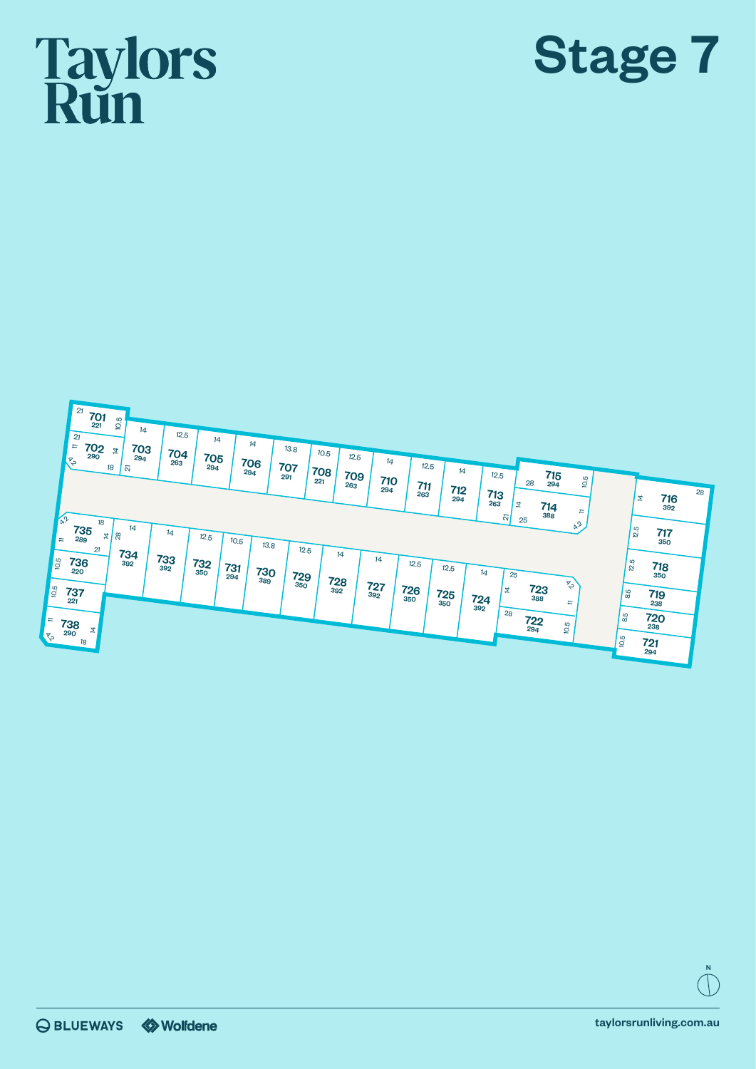# Taylors Run

# Stage 7

| Lot | Area |
|---|---|
| 701 | 221 |
| 702 | 290 |
| 703 | 294 |
| 704 | 263 |
| 705 | 294 |
| 706 | 294 |
| 707 | 291 |
| 708 | 221 |
| 709 | 263 |
| 710 | 294 |
| 711 | 263 |
| 712 | 294 |
| 713 | 263 |
| 714 | 388 |
| 715 | 294 |
| 716 | 392 |
| 717 | 350 |
| 718 | 350 |
| 719 | 238 |
| 720 | 238 |
| 721 | 294 |
| 722 | 294 |
| 723 | 388 |
| 724 | 392 |
| 725 | 350 |
| 726 | 350 |
| 727 | 392 |
| 728 | 392 |
| 729 | 350 |
| 730 | 389 |
| 731 | 294 |
| 732 | 350 |
| 733 | 392 |
| 734 | 392 |
| 735 | 289 |
| 736 | 220 |
| 737 | 221 |
| 738 | 290 |

N

BLUEWAYS Wolfdene

taylorsrunliving.com.au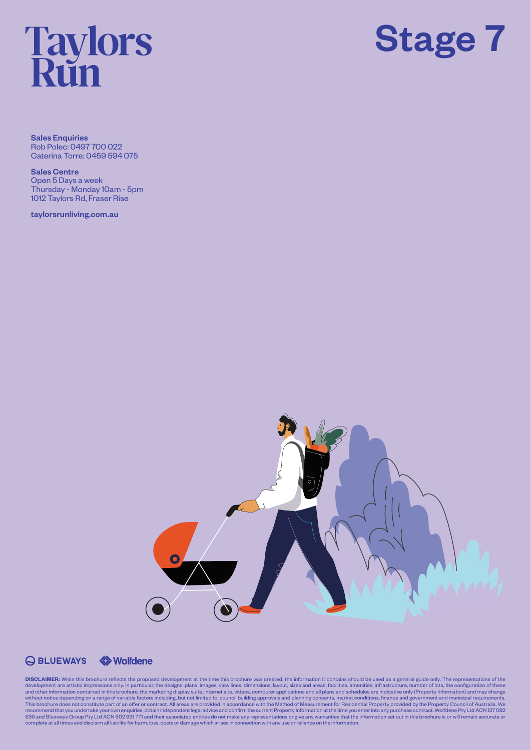# Taylors Run

# Stage 7

**Sales Enquiries**
Rob Polec: 0497 700 022
Caterina Torre: 0459 594 075

**Sales Centre**
Open 5 Days a week
Thursday - Monday 10am - 5pm
1012 Taylors Rd, Fraser Rise

**taylorsrunliving.com.au**

BLUEWAYS Wolfdene

**DISCLAIMER:** While this brochure reflects the proposed development at the time this brochure was created, the information it contains should be used as a general guide only. The representations of the development are artistic impressions only. In particular, the designs, plans, images, view lines, dimensions, layout, sizes and areas, facilities, amenities, infrastructure, number of lots, the configuration of these and other information contained in this brochure, the marketing display suite, internet site, videos, computer applications and all plans and schedules are indicative only (Property Information) and may change without notice depending on a range of variable factors including, but not limited to, council building approvals and planning consents, market conditions, finance and government and municipal requirements. This brochure does not constitute part of an offer or contract. All areas are provided in accordance with the Method of Measurement for Residential Property provided by the Property Council of Australia. We recommend that you undertake your own enquiries, obtain independent legal advice and confirm the current Property Information at the time you enter into any purchase contract. Wolfdene Pty Ltd ACN 137 082 636 and Blueways Group Pty Ltd ACN 602 991 771 and their associated entities do not make any representations or give any warranties that the information set out in this brochure is or will remain accurate or complete at all times and disclaim all liability for harm, loss, costs or damage which arises in connection with any use or reliance on the information.